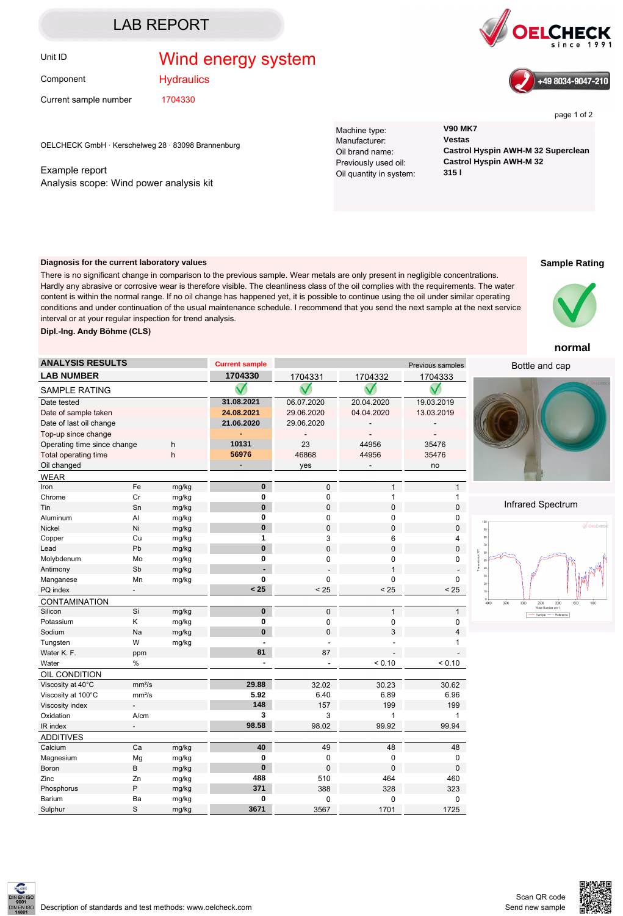# LAB REPORT

| | |
|---|---|
| Unit ID | Wind energy system |
| Component | Hydraulics |
| Current sample number | 1704330 |

OELCHECK since 1991

+49 8034-9047-210

OELCHECK GmbH · Kerschelweg 28 · 83098 Brannenburg

Example report
Analysis scope: Wind power analysis kit

| | |
|---|---|
| Machine type: | **V90 MK7** |
| Manufacturer: | **Vestas** |
| Oil brand name: | **Castrol Hyspin AWH-M 32 Superclean** |
| Previously used oil: | **Castrol Hyspin AWH-M 32** |
| Oil quantity in system: | **315 l** |

**Diagnosis for the current laboratory values**

There is no significant change in comparison to the previous sample. Wear metals are only present in negligible concentrations. Hardly any abrasive or corrosive wear is therefore visible. The cleanliness class of the oil complies with the requirements. The water content is within the normal range. If no oil change has happened yet, it is possible to continue using the oil under similar operating conditions and under continuation of the usual maintenance schedule. I recommend that you send the next sample at the next service interval or at your regular inspection for trend analysis.

**Dipl.-Ing. Andy Böhme (CLS)**

**Sample Rating**

**normal**

| ANALYSIS RESULTS | | | Current sample | | Previous samples | |
|---|---|---|---|---|---|---|
| **LAB NUMBER** | | | **1704330** | 1704331 | 1704332 | 1704333 |
| SAMPLE RATING | | | ✓ | ✓ | ✓ | ✓ |
| Date tested | | | **31.08.2021** | 06.07.2020 | 20.04.2020 | 19.03.2019 |
| Date of sample taken | | | **24.08.2021** | 29.06.2020 | 04.04.2020 | 13.03.2019 |
| Date of last oil change | | | **21.06.2020** | 29.06.2020 | - | - |
| Top-up since change | | | **-** | - | - | - |
| Operating time since change | | h | **10131** | 23 | 44956 | 35476 |
| Total operating time | | h | **56976** | 46868 | 44956 | 35476 |
| Oil changed | | | **-** | yes | - | no |
| **WEAR** | | | | | | |
| Iron | Fe | mg/kg | **0** | 0 | 1 | 1 |
| Chrome | Cr | mg/kg | **0** | 0 | 1 | 1 |
| Tin | Sn | mg/kg | **0** | 0 | 0 | 0 |
| Aluminum | Al | mg/kg | **0** | 0 | 0 | 0 |
| Nickel | Ni | mg/kg | **0** | 0 | 0 | 0 |
| Copper | Cu | mg/kg | **1** | 3 | 6 | 4 |
| Lead | Pb | mg/kg | **0** | 0 | 0 | 0 |
| Molybdenum | Mo | mg/kg | **0** | 0 | 0 | 0 |
| Antimony | Sb | mg/kg | **-** | - | 1 | - |
| Manganese | Mn | mg/kg | **0** | 0 | 0 | 0 |
| PQ index | - | | **< 25** | < 25 | < 25 | < 25 |
| **CONTAMINATION** | | | | | | |
| Silicon | Si | mg/kg | **0** | 0 | 1 | 1 |
| Potassium | K | mg/kg | **0** | 0 | 0 | 0 |
| Sodium | Na | mg/kg | **0** | 0 | 3 | 4 |
| Tungsten | W | mg/kg | **-** | - | - | 1 |
| Water K. F. | | ppm | **81** | 87 | - | - |
| Water | | % | **-** | - | < 0.10 | < 0.10 |
| **OIL CONDITION** | | | | | | |
| Viscosity at 40°C | | mm²/s | **29.88** | 32.02 | 30.23 | 30.62 |
| Viscosity at 100°C | | mm²/s | **5.92** | 6.40 | 6.89 | 6.96 |
| Viscosity index | | - | **148** | 157 | 199 | 199 |
| Oxidation | | A/cm | **3** | 3 | 1 | 1 |
| IR index | | - | **98.58** | 98.02 | 99.92 | 99.94 |
| **ADDITIVES** | | | | | | |
| Calcium | Ca | mg/kg | **40** | 49 | 48 | 48 |
| Magnesium | Mg | mg/kg | **0** | 0 | 0 | 0 |
| Boron | B | mg/kg | **0** | 0 | 0 | 0 |
| Zinc | Zn | mg/kg | **488** | 510 | 464 | 460 |
| Phosphorus | P | mg/kg | **371** | 388 | 328 | 323 |
| Barium | Ba | mg/kg | **0** | 0 | 0 | 0 |
| Sulphur | S | mg/kg | **3671** | 3567 | 1701 | 1725 |

Bottle and cap

Infrared Spectrum

DIN EN ISO 9001
DIN EN ISO 14001

Description of standards and test methods: www.oelcheck.com

Scan QR code
Send new sample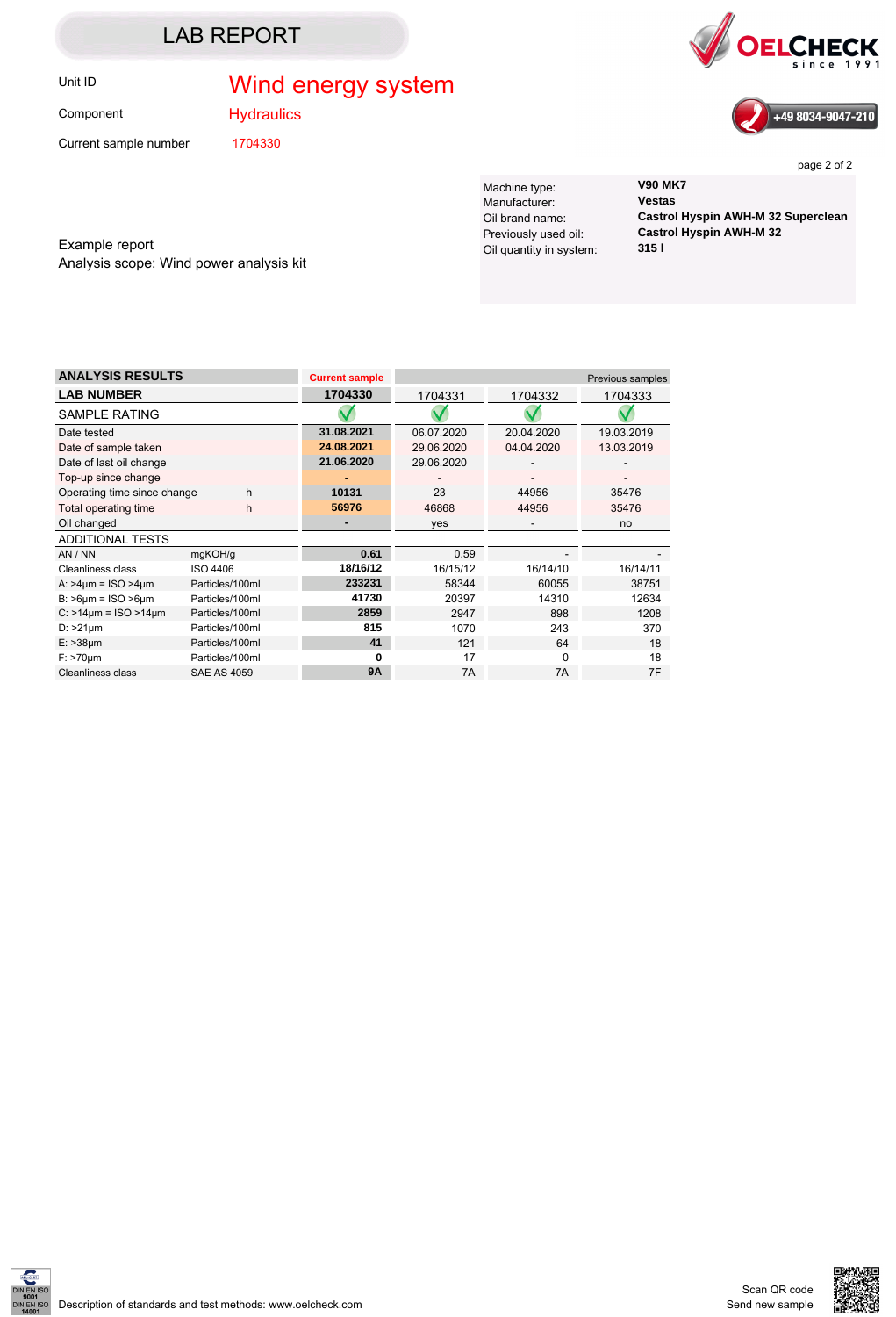# LAB REPORT

Unit ID **Wind energy system**

Component **Hydraulics**

Current sample number **1704330**

+49 8034-9047-210

| | |
|---|---|
| Machine type: | **V90 MK7** |
| Manufacturer: | **Vestas** |
| Oil brand name: | **Castrol Hyspin AWH-M 32 Superclean** |
| Previously used oil: | **Castrol Hyspin AWH-M 32** |
| Oil quantity in system: | **315 l** |

Example report
Analysis scope: Wind power analysis kit

| ANALYSIS RESULTS | | | Current sample | Previous samples | | |
|---|---|---|---|---|---|---|
| **LAB NUMBER** | | | **1704330** | 1704331 | 1704332 | 1704333 |
| SAMPLE RATING | | | ✓ | ✓ | ✓ | ✓ |
| Date tested | | | **31.08.2021** | 06.07.2020 | 20.04.2020 | 19.03.2019 |
| Date of sample taken | | | **24.08.2021** | 29.06.2020 | 04.04.2020 | 13.03.2019 |
| Date of last oil change | | | **21.06.2020** | 29.06.2020 | - | - |
| Top-up since change | | | **-** | - | - | - |
| Operating time since change | | h | **10131** | 23 | 44956 | 35476 |
| Total operating time | | h | **56976** | 46868 | 44956 | 35476 |
| Oil changed | | | **-** | yes | - | no |
| ADDITIONAL TESTS | | | | | | |
| AN / NN | mgKOH/g | | **0.61** | 0.59 | - | - |
| Cleanliness class | ISO 4406 | | **18/16/12** | 16/15/12 | 16/14/10 | 16/14/11 |
| A: >4µm = ISO >4µm | Particles/100ml | | **233231** | 58344 | 60055 | 38751 |
| B: >6µm = ISO >6µm | Particles/100ml | | **41730** | 20397 | 14310 | 12634 |
| C: >14µm = ISO >14µm | Particles/100ml | | **2859** | 2947 | 898 | 1208 |
| D: >21µm | Particles/100ml | | **815** | 1070 | 243 | 370 |
| E: >38µm | Particles/100ml | | **41** | 121 | 64 | 18 |
| F: >70µm | Particles/100ml | | **0** | 17 | 0 | 18 |
| Cleanliness class | SAE AS 4059 | | **9A** | 7A | 7A | 7F |

DIN EN ISO 9001
DIN EN ISO 14001

Description of standards and test methods: www.oelcheck.com

Scan QR code
Send new sample